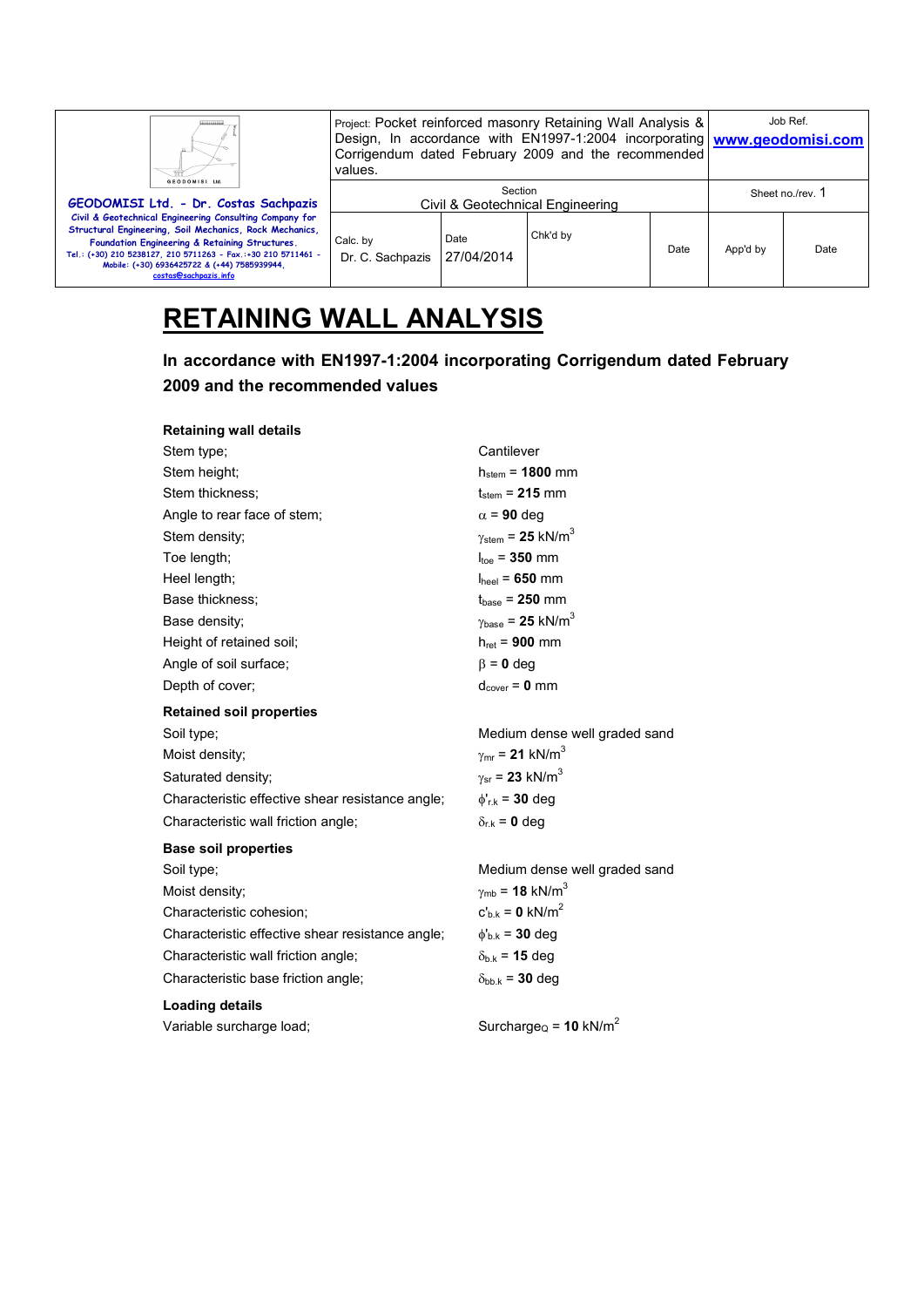# RETAINING WALL ANALYSIS

### In accordance with EN1997-1:2004 incorporating Corrigendum dated February 2009 and the recommended values

**Retaining wall details**

| | |
|---|---|
| Stem type; | Cantilever |
| Stem height; | $h_{stem}$ = **1800** mm |
| Stem thickness; | $t_{stem}$ = **215** mm |
| Angle to rear face of stem; | $\alpha$ = **90** deg |
| Stem density; | $\gamma_{stem}$ = **25** kN/m$^3$ |
| Toe length; | $l_{toe}$ = **350** mm |
| Heel length; | $l_{heel}$ = **650** mm |
| Base thickness; | $t_{base}$ = **250** mm |
| Base density; | $\gamma_{base}$ = **25** kN/m$^3$ |
| Height of retained soil; | $h_{ret}$ = **900** mm |
| Angle of soil surface; | $\beta$ = **0** deg |
| Depth of cover; | $d_{cover}$ = **0** mm |

**Retained soil properties**

| | |
|---|---|
| Soil type; | Medium dense well graded sand |
| Moist density; | $\gamma_{mr}$ = **21** kN/m$^3$ |
| Saturated density; | $\gamma_{sr}$ = **23** kN/m$^3$ |
| Characteristic effective shear resistance angle; | $\phi'_{r.k}$ = **30** deg |
| Characteristic wall friction angle; | $\delta_{r.k}$ = **0** deg |

**Base soil properties**

| | |
|---|---|
| Soil type; | Medium dense well graded sand |
| Moist density; | $\gamma_{mb}$ = **18** kN/m$^3$ |
| Characteristic cohesion; | $c'_{b.k}$ = **0** kN/m$^2$ |
| Characteristic effective shear resistance angle; | $\phi'_{b.k}$ = **30** deg |
| Characteristic wall friction angle; | $\delta_{b.k}$ = **15** deg |
| Characteristic base friction angle; | $\delta_{bb.k}$ = **30** deg |

**Loading details**

| | |
|---|---|
| Variable surcharge load; | $Surcharge_Q$ = **10** kN/m$^2$ |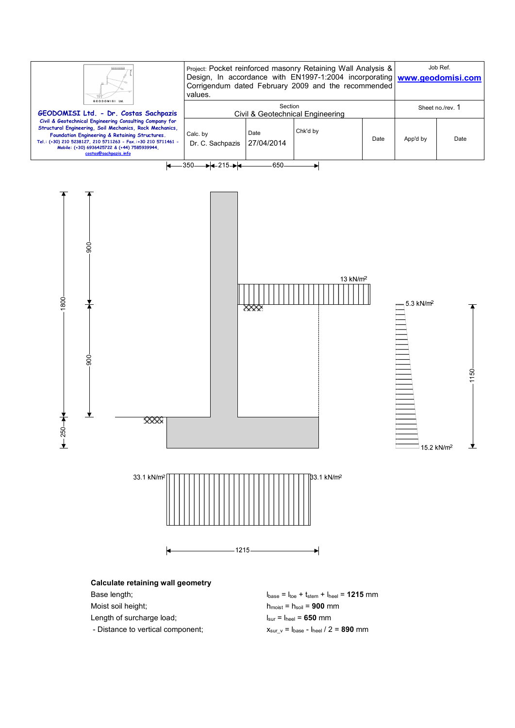### Calculate retaining wall geometry

| | |
|---|---|
| Base length; | $l_{base} = l_{toe} + t_{stem} + l_{heel}$ = **1215** mm |
| Moist soil height; | $h_{moist} = h_{soil}$ = **900** mm |
| Length of surcharge load; | $l_{sur} = l_{heel}$ = **650** mm |
| - Distance to vertical component; | $x_{sur\_v} = l_{base} - l_{heel} / 2$ = **890** mm |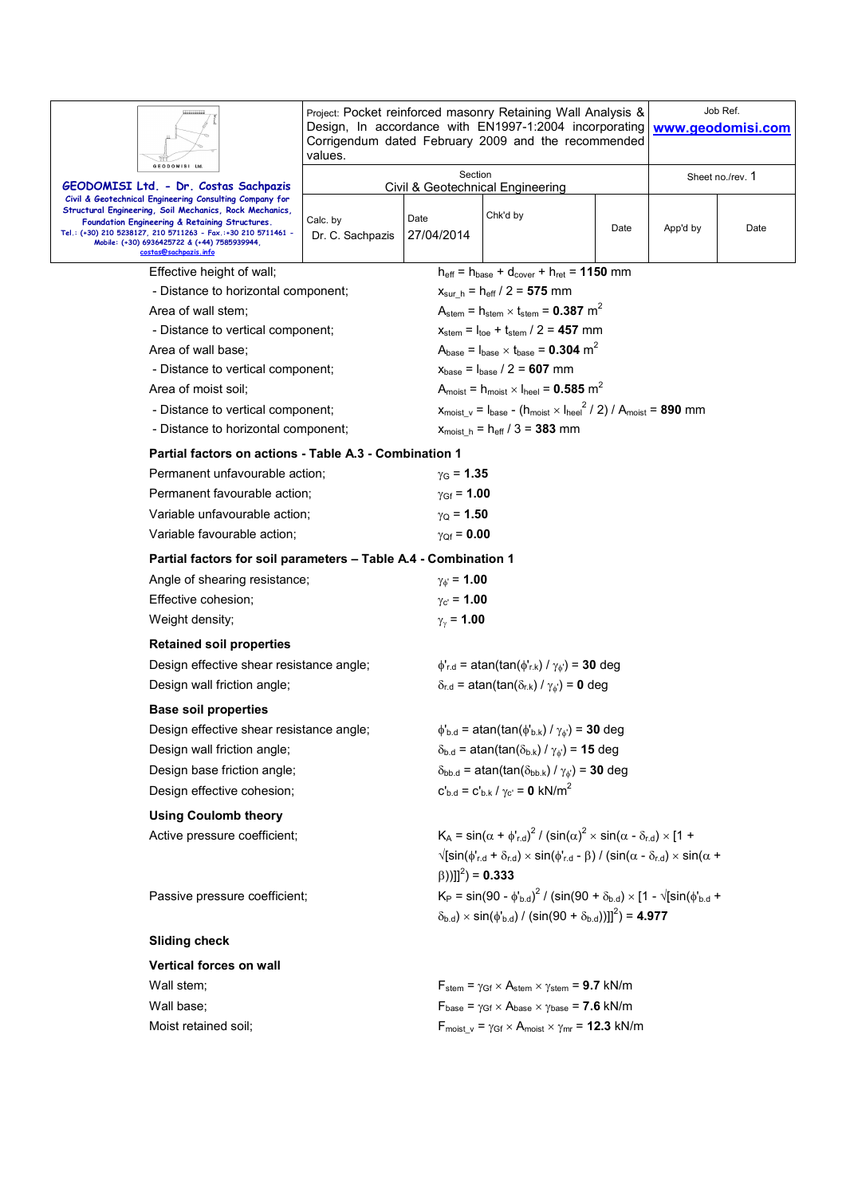Effective height of wall; $h_{eff} = h_{base} + d_{cover} + h_{ret} = \mathbf{1150}$ mm

- Distance to horizontal component; $x_{sur\_h} = h_{eff} / 2 = \mathbf{575}$ mm

Area of wall stem; $A_{stem} = h_{stem} \times t_{stem} = \mathbf{0.387}$ m$^2$

- Distance to vertical component; $x_{stem} = l_{toe} + t_{stem} / 2 = \mathbf{457}$ mm

Area of wall base; $A_{base} = l_{base} \times t_{base} = \mathbf{0.304}$ m$^2$

- Distance to vertical component; $x_{base} = l_{base} / 2 = \mathbf{607}$ mm

Area of moist soil; $A_{moist} = h_{moist} \times l_{heel} = \mathbf{0.585}$ m$^2$

- Distance to vertical component; $x_{moist\_v} = l_{base} - (h_{moist} \times l_{heel}^2 / 2) / A_{moist} = \mathbf{890}$ mm

- Distance to horizontal component; $x_{moist\_h} = h_{eff} / 3 = \mathbf{383}$ mm

**Partial factors on actions - Table A.3 - Combination 1**

Permanent unfavourable action; $\gamma_G = \mathbf{1.35}$

Permanent favourable action; $\gamma_{Gf} = \mathbf{1.00}$

Variable unfavourable action; $\gamma_Q = \mathbf{1.50}$

Variable favourable action; $\gamma_{Qf} = \mathbf{0.00}$

**Partial factors for soil parameters – Table A.4 - Combination 1**

Angle of shearing resistance; $\gamma_{\phi'} = \mathbf{1.00}$

Effective cohesion; $\gamma_{c'} = \mathbf{1.00}$

Weight density; $\gamma_{\gamma} = \mathbf{1.00}$

**Retained soil properties**

Design effective shear resistance angle; $\phi'_{r.d} = \text{atan}(\tan(\phi'_{r.k}) / \gamma_{\phi'}) = \mathbf{30}$ deg

Design wall friction angle; $\delta_{r.d} = \text{atan}(\tan(\delta_{r.k}) / \gamma_{\phi'}) = \mathbf{0}$ deg

**Base soil properties**

Design effective shear resistance angle; $\phi'_{b.d} = \text{atan}(\tan(\phi'_{b.k}) / \gamma_{\phi'}) = \mathbf{30}$ deg

Design wall friction angle; $\delta_{b.d} = \text{atan}(\tan(\delta_{b.k}) / \gamma_{\phi'}) = \mathbf{15}$ deg

Design base friction angle; $\delta_{bb.d} = \text{atan}(\tan(\delta_{bb.k}) / \gamma_{\phi'}) = \mathbf{30}$ deg

Design effective cohesion; $c'_{b.d} = c'_{b.k} / \gamma_{c'} = \mathbf{0}$ kN/m$^2$

**Using Coulomb theory**

Active pressure coefficient; $K_A = \sin(\alpha + \phi'_{r.d})^2 / (\sin(\alpha)^2 \times \sin(\alpha - \delta_{r.d}) \times [1 + \sqrt{[\sin(\phi'_{r.d} + \delta_{r.d}) \times \sin(\phi'_{r.d} - \beta) / (\sin(\alpha - \delta_{r.d}) \times \sin(\alpha + \beta))]}]^2) = \mathbf{0.333}$

Passive pressure coefficient; $K_P = \sin(90 - \phi'_{b.d})^2 / (\sin(90 + \delta_{b.d}) \times [1 - \sqrt{[\sin(\phi'_{b.d} + \delta_{b.d}) \times \sin(\phi'_{b.d}) / (\sin(90 + \delta_{b.d}))]}]^2) = \mathbf{4.977}$

**Sliding check**

**Vertical forces on wall**

Wall stem; $F_{stem} = \gamma_{Gf} \times A_{stem} \times \gamma_{stem} = \mathbf{9.7}$ kN/m

Wall base; $F_{base} = \gamma_{Gf} \times A_{base} \times \gamma_{base} = \mathbf{7.6}$ kN/m

Moist retained soil; $F_{moist\_v} = \gamma_{Gf} \times A_{moist} \times \gamma_{mr} = \mathbf{12.3}$ kN/m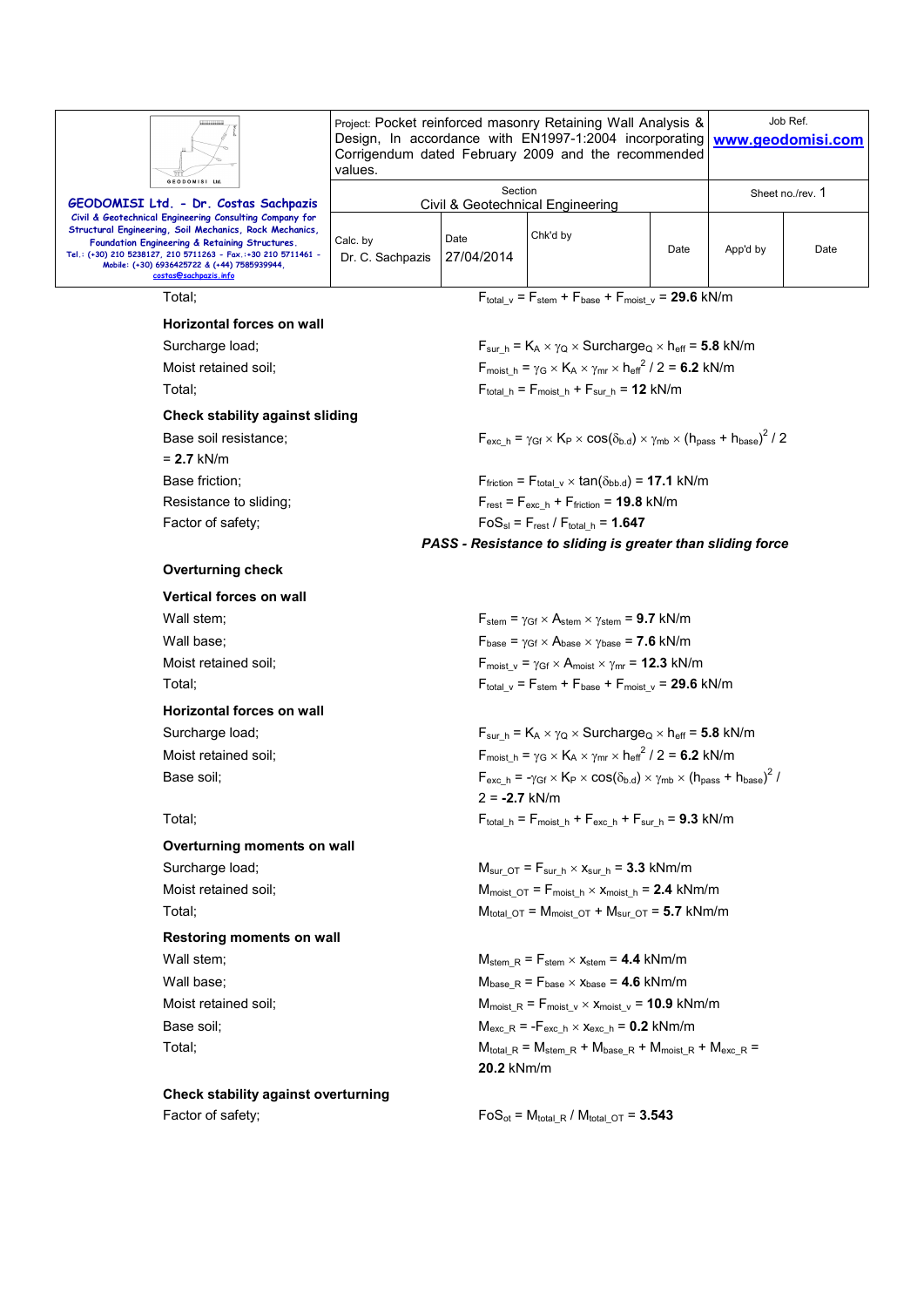Total; $F_{total\_v} = F_{stem} + F_{base} + F_{moist\_v} = \mathbf{29.6}$ kN/m

**Horizontal forces on wall**

Surcharge load; $F_{sur\_h} = K_A \times \gamma_Q \times Surcharge_Q \times h_{eff} = \mathbf{5.8}$ kN/m

Moist retained soil; $F_{moist\_h} = \gamma_G \times K_A \times \gamma_{mr} \times h_{eff}^2 / 2 = \mathbf{6.2}$ kN/m

Total; $F_{total\_h} = F_{moist\_h} + F_{sur\_h} = \mathbf{12}$ kN/m

**Check stability against sliding**

Base soil resistance; $F_{exc\_h} = \gamma_{Gf} \times K_P \times \cos(\delta_{b.d}) \times \gamma_{mb} \times (h_{pass} + h_{base})^2 / 2$

= **2.7** kN/m

Base friction; $F_{friction} = F_{total\_v} \times \tan(\delta_{bb.d}) = \mathbf{17.1}$ kN/m

Resistance to sliding; $F_{rest} = F_{exc\_h} + F_{friction} = \mathbf{19.8}$ kN/m

Factor of safety; $FoS_{sl} = F_{rest} / F_{total\_h} = \mathbf{1.647}$

***PASS - Resistance to sliding is greater than sliding force***

**Overturning check**

**Vertical forces on wall**

Wall stem; $F_{stem} = \gamma_{Gf} \times A_{stem} \times \gamma_{stem} = \mathbf{9.7}$ kN/m

Wall base; $F_{base} = \gamma_{Gf} \times A_{base} \times \gamma_{base} = \mathbf{7.6}$ kN/m

Moist retained soil; $F_{moist\_v} = \gamma_{Gf} \times A_{moist} \times \gamma_{mr} = \mathbf{12.3}$ kN/m

Total; $F_{total\_v} = F_{stem} + F_{base} + F_{moist\_v} = \mathbf{29.6}$ kN/m

**Horizontal forces on wall**

Surcharge load; $F_{sur\_h} = K_A \times \gamma_Q \times Surcharge_Q \times h_{eff} = \mathbf{5.8}$ kN/m

Moist retained soil; $F_{moist\_h} = \gamma_G \times K_A \times \gamma_{mr} \times h_{eff}^2 / 2 = \mathbf{6.2}$ kN/m

Base soil; $F_{exc\_h} = -\gamma_{Gf} \times K_P \times \cos(\delta_{b.d}) \times \gamma_{mb} \times (h_{pass} + h_{base})^2 / 2 = \mathbf{-2.7}$ kN/m

Total; $F_{total\_h} = F_{moist\_h} + F_{exc\_h} + F_{sur\_h} = \mathbf{9.3}$ kN/m

**Overturning moments on wall**

Surcharge load; $M_{sur\_OT} = F_{sur\_h} \times x_{sur\_h} = \mathbf{3.3}$ kNm/m

Moist retained soil; $M_{moist\_OT} = F_{moist\_h} \times x_{moist\_h} = \mathbf{2.4}$ kNm/m

Total; $M_{total\_OT} = M_{moist\_OT} + M_{sur\_OT} = \mathbf{5.7}$ kNm/m

**Restoring moments on wall**

Wall stem; $M_{stem\_R} = F_{stem} \times x_{stem} = \mathbf{4.4}$ kNm/m

Wall base; $M_{base\_R} = F_{base} \times x_{base} = \mathbf{4.6}$ kNm/m

Moist retained soil; $M_{moist\_R} = F_{moist\_v} \times x_{moist\_v} = \mathbf{10.9}$ kNm/m

Base soil; $M_{exc\_R} = -F_{exc\_h} \times x_{exc\_h} = \mathbf{0.2}$ kNm/m

Total; $M_{total\_R} = M_{stem\_R} + M_{base\_R} + M_{moist\_R} + M_{exc\_R} = \mathbf{20.2}$ kNm/m

**Check stability against overturning**

Factor of safety; $FoS_{ot} = M_{total\_R} / M_{total\_OT} = \mathbf{3.543}$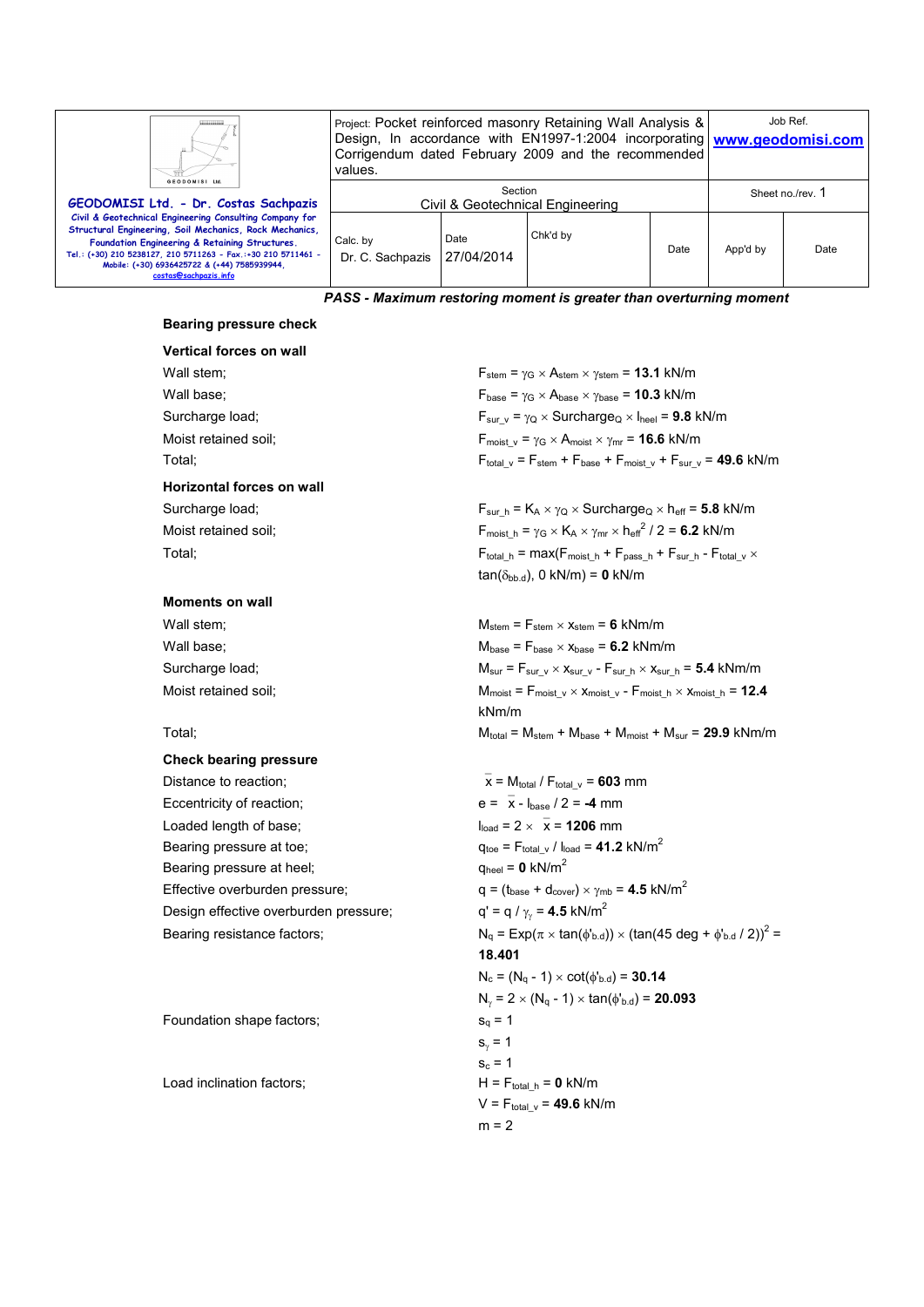***PASS - Maximum restoring moment is greater than overturning moment***

### Bearing pressure check

#### Vertical forces on wall

| | |
|---|---|
| Wall stem; | $F_{stem} = \gamma_G \times A_{stem} \times \gamma_{stem}$ = **13.1** kN/m |
| Wall base; | $F_{base} = \gamma_G \times A_{base} \times \gamma_{base}$ = **10.3** kN/m |
| Surcharge load; | $F_{sur\_v} = \gamma_Q \times Surcharge_Q \times l_{heel}$ = **9.8** kN/m |
| Moist retained soil; | $F_{moist\_v} = \gamma_G \times A_{moist} \times \gamma_{mr}$ = **16.6** kN/m |
| Total; | $F_{total\_v} = F_{stem} + F_{base} + F_{moist\_v} + F_{sur\_v}$ = **49.6** kN/m |

#### Horizontal forces on wall

| | |
|---|---|
| Surcharge load; | $F_{sur\_h} = K_A \times \gamma_Q \times Surcharge_Q \times h_{eff}$ = **5.8** kN/m |
| Moist retained soil; | $F_{moist\_h} = \gamma_G \times K_A \times \gamma_{mr} \times h_{eff}^2 / 2$ = **6.2** kN/m |
| Total; | $F_{total\_h} = \max(F_{moist\_h} + F_{pass\_h} + F_{sur\_h} - F_{total\_v} \times \tan(\delta_{bb.d}), 0\ kN/m)$ = **0** kN/m |

#### Moments on wall

| | |
|---|---|
| Wall stem; | $M_{stem} = F_{stem} \times x_{stem}$ = **6** kNm/m |
| Wall base; | $M_{base} = F_{base} \times x_{base}$ = **6.2** kNm/m |
| Surcharge load; | $M_{sur} = F_{sur\_v} \times x_{sur\_v} - F_{sur\_h} \times x_{sur\_h}$ = **5.4** kNm/m |
| Moist retained soil; | $M_{moist} = F_{moist\_v} \times x_{moist\_v} - F_{moist\_h} \times x_{moist\_h}$ = **12.4** kNm/m |
| Total; | $M_{total} = M_{stem} + M_{base} + M_{moist} + M_{sur}$ = **29.9** kNm/m |

#### Check bearing pressure

| | |
|---|---|
| Distance to reaction; | $\bar{x} = M_{total} / F_{total\_v}$ = **603** mm |
| Eccentricity of reaction; | $e = \bar{x} - l_{base} / 2$ = **-4** mm |
| Loaded length of base; | $l_{load} = 2 \times \bar{x}$ = **1206** mm |
| Bearing pressure at toe; | $q_{toe} = F_{total\_v} / l_{load}$ = **41.2** kN/m$^2$ |
| Bearing pressure at heel; | $q_{heel}$ = **0** kN/m$^2$ |
| Effective overburden pressure; | $q = (t_{base} + d_{cover}) \times \gamma_{mb}$ = **4.5** kN/m$^2$ |
| Design effective overburden pressure; | $q' = q / \gamma_\gamma$ = **4.5** kN/m$^2$ |
| Bearing resistance factors; | $N_q = \text{Exp}(\pi \times \tan(\phi'_{b.d})) \times (\tan(45\ deg + \phi'_{b.d} / 2))^2$ = **18.401** |
| | $N_c = (N_q - 1) \times \cot(\phi'_{b.d})$ = **30.14** |
| | $N_\gamma = 2 \times (N_q - 1) \times \tan(\phi'_{b.d})$ = **20.093** |
| Foundation shape factors; | $s_q = 1$ |
| | $s_\gamma = 1$ |
| | $s_c = 1$ |
| Load inclination factors; | $H = F_{total\_h}$ = **0** kN/m |
| | $V = F_{total\_v}$ = **49.6** kN/m |
| | $m = 2$ |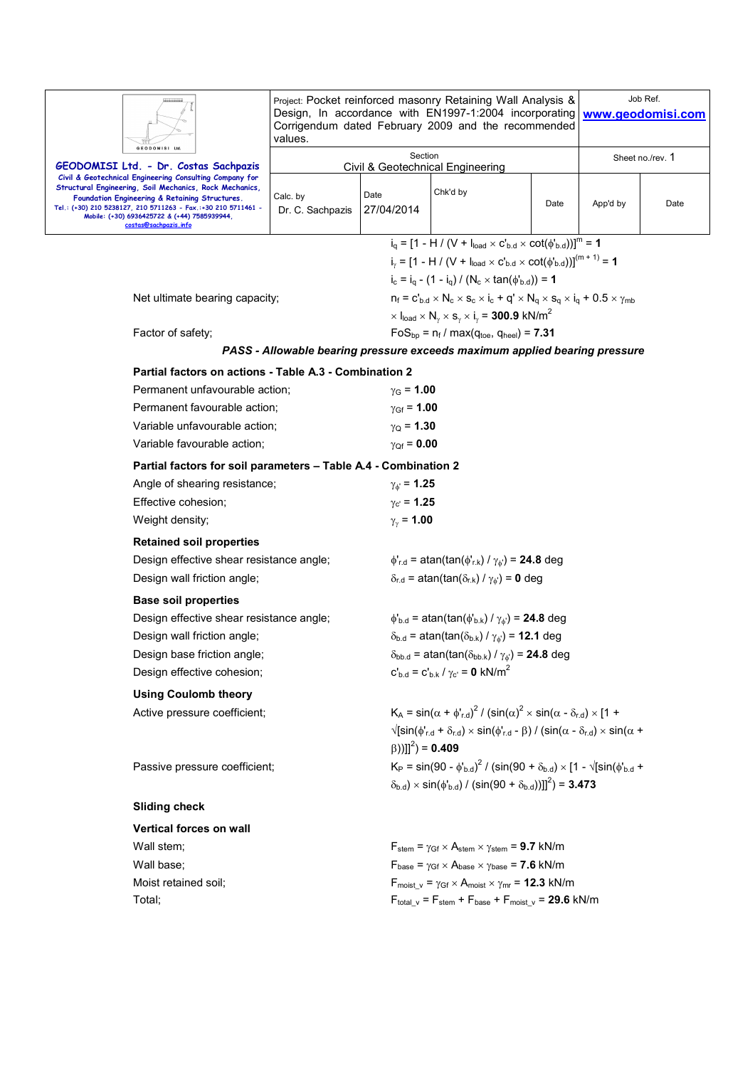$i_q = [1 - H / (V + l_{load} \times c'_{b.d} \times \cot(\phi'_{b.d}))]^m = \mathbf{1}$

$i_\gamma = [1 - H / (V + l_{load} \times c'_{b.d} \times \cot(\phi'_{b.d}))]^{(m+1)} = \mathbf{1}$

$i_c = i_q - (1 - i_q) / (N_c \times \tan(\phi'_{b.d})) = \mathbf{1}$

Net ultimate bearing capacity; $n_f = c'_{b.d} \times N_c \times s_c \times i_c + q' \times N_q \times s_q \times i_q + 0.5 \times \gamma_{mb} \times l_{load} \times N_\gamma \times s_\gamma \times i_\gamma = \mathbf{300.9}$ kN/m$^2$

Factor of safety; $FoS_{bp} = n_f / \max(q_{toe}, q_{heel}) = \mathbf{7.31}$

***PASS - Allowable bearing pressure exceeds maximum applied bearing pressure***

**Partial factors on actions - Table A.3 - Combination 2**

Permanent unfavourable action; $\gamma_G = \mathbf{1.00}$

Permanent favourable action; $\gamma_{Gf} = \mathbf{1.00}$

Variable unfavourable action; $\gamma_Q = \mathbf{1.30}$

Variable favourable action; $\gamma_{Qf} = \mathbf{0.00}$

**Partial factors for soil parameters – Table A.4 - Combination 2**

Angle of shearing resistance; $\gamma_{\phi'} = \mathbf{1.25}$

Effective cohesion; $\gamma_{c'} = \mathbf{1.25}$

Weight density; $\gamma_\gamma = \mathbf{1.00}$

**Retained soil properties**

Design effective shear resistance angle; $\phi'_{r.d} = \mathrm{atan}(\tan(\phi'_{r.k}) / \gamma_{\phi'}) = \mathbf{24.8}$ deg

Design wall friction angle; $\delta_{r.d} = \mathrm{atan}(\tan(\delta_{r.k}) / \gamma_{\phi'}) = \mathbf{0}$ deg

**Base soil properties**

Design effective shear resistance angle; $\phi'_{b.d} = \mathrm{atan}(\tan(\phi'_{b.k}) / \gamma_{\phi'}) = \mathbf{24.8}$ deg

Design wall friction angle; $\delta_{b.d} = \mathrm{atan}(\tan(\delta_{b.k}) / \gamma_{\phi'}) = \mathbf{12.1}$ deg

Design base friction angle; $\delta_{bb.d} = \mathrm{atan}(\tan(\delta_{bb.k}) / \gamma_{\phi'}) = \mathbf{24.8}$ deg

Design effective cohesion; $c'_{b.d} = c'_{b.k} / \gamma_{c'} = \mathbf{0}$ kN/m$^2$

**Using Coulomb theory**

Active pressure coefficient; $K_A = \sin(\alpha + \phi'_{r.d})^2 / (\sin(\alpha)^2 \times \sin(\alpha - \delta_{r.d}) \times [1 + \sqrt{[\sin(\phi'_{r.d} + \delta_{r.d}) \times \sin(\phi'_{r.d} - \beta) / (\sin(\alpha - \delta_{r.d}) \times \sin(\alpha + \beta))]}]^2) = \mathbf{0.409}$

Passive pressure coefficient; $K_P = \sin(90 - \phi'_{b.d})^2 / (\sin(90 + \delta_{b.d}) \times [1 - \sqrt{[\sin(\phi'_{b.d} + \delta_{b.d}) \times \sin(\phi'_{b.d}) / (\sin(90 + \delta_{b.d}))]}]^2) = \mathbf{3.473}$

**Sliding check**

**Vertical forces on wall**

Wall stem; $F_{stem} = \gamma_{Gf} \times A_{stem} \times \gamma_{stem} = \mathbf{9.7}$ kN/m

Wall base; $F_{base} = \gamma_{Gf} \times A_{base} \times \gamma_{base} = \mathbf{7.6}$ kN/m

Moist retained soil; $F_{moist\_v} = \gamma_{Gf} \times A_{moist} \times \gamma_{mr} = \mathbf{12.3}$ kN/m

Total; $F_{total\_v} = F_{stem} + F_{base} + F_{moist\_v} = \mathbf{29.6}$ kN/m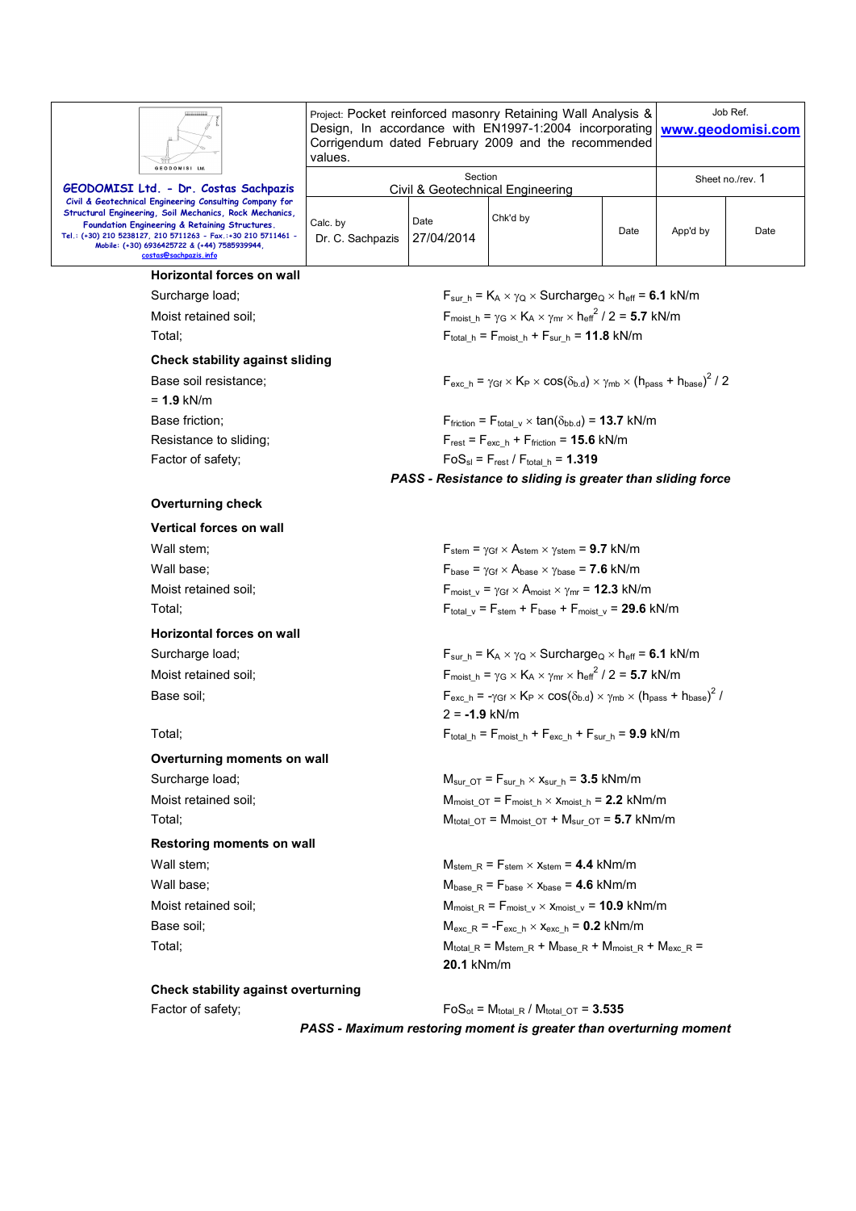### Horizontal forces on wall

Surcharge load; $F_{sur\_h} = K_A \times \gamma_Q \times \text{Surcharge}_Q \times h_{eff}$ = **6.1** kN/m

Moist retained soil; $F_{moist\_h} = \gamma_G \times K_A \times \gamma_{mr} \times h_{eff}^2 / 2$ = **5.7** kN/m

Total; $F_{total\_h} = F_{moist\_h} + F_{sur\_h}$ = **11.8** kN/m

### Check stability against sliding

Base soil resistance; $F_{exc\_h} = \gamma_{Gf} \times K_P \times \cos(\delta_{b.d}) \times \gamma_{mb} \times (h_{pass} + h_{base})^2 / 2$ = **1.9** kN/m

Base friction; $F_{friction} = F_{total\_v} \times \tan(\delta_{bb.d})$ = **13.7** kN/m

Resistance to sliding; $F_{rest} = F_{exc\_h} + F_{friction}$ = **15.6** kN/m

Factor of safety; $FoS_{sl} = F_{rest} / F_{total\_h}$ = **1.319**

***PASS - Resistance to sliding is greater than sliding force***

### Overturning check

### Vertical forces on wall

Wall stem; $F_{stem} = \gamma_{Gf} \times A_{stem} \times \gamma_{stem}$ = **9.7** kN/m

Wall base; $F_{base} = \gamma_{Gf} \times A_{base} \times \gamma_{base}$ = **7.6** kN/m

Moist retained soil; $F_{moist\_v} = \gamma_{Gf} \times A_{moist} \times \gamma_{mr}$ = **12.3** kN/m

Total; $F_{total\_v} = F_{stem} + F_{base} + F_{moist\_v}$ = **29.6** kN/m

### Horizontal forces on wall

Surcharge load; $F_{sur\_h} = K_A \times \gamma_Q \times \text{Surcharge}_Q \times h_{eff}$ = **6.1** kN/m

Moist retained soil; $F_{moist\_h} = \gamma_G \times K_A \times \gamma_{mr} \times h_{eff}^2 / 2$ = **5.7** kN/m

Base soil; $F_{exc\_h} = -\gamma_{Gf} \times K_P \times \cos(\delta_{b.d}) \times \gamma_{mb} \times (h_{pass} + h_{base})^2 / 2$ = **-1.9** kN/m

Total; $F_{total\_h} = F_{moist\_h} + F_{exc\_h} + F_{sur\_h}$ = **9.9** kN/m

### Overturning moments on wall

Surcharge load; $M_{sur\_OT} = F_{sur\_h} \times x_{sur\_h}$ = **3.5** kNm/m

Moist retained soil; $M_{moist\_OT} = F_{moist\_h} \times x_{moist\_h}$ = **2.2** kNm/m

Total; $M_{total\_OT} = M_{moist\_OT} + M_{sur\_OT}$ = **5.7** kNm/m

### Restoring moments on wall

Wall stem; $M_{stem\_R} = F_{stem} \times x_{stem}$ = **4.4** kNm/m

Wall base; $M_{base\_R} = F_{base} \times x_{base}$ = **4.6** kNm/m

Moist retained soil; $M_{moist\_R} = F_{moist\_v} \times x_{moist\_v}$ = **10.9** kNm/m

Base soil; $M_{exc\_R} = -F_{exc\_h} \times x_{exc\_h}$ = **0.2** kNm/m

Total; $M_{total\_R} = M_{stem\_R} + M_{base\_R} + M_{moist\_R} + M_{exc\_R}$ = **20.1** kNm/m

### Check stability against overturning

Factor of safety; $FoS_{ot} = M_{total\_R} / M_{total\_OT}$ = **3.535**

***PASS - Maximum restoring moment is greater than overturning moment***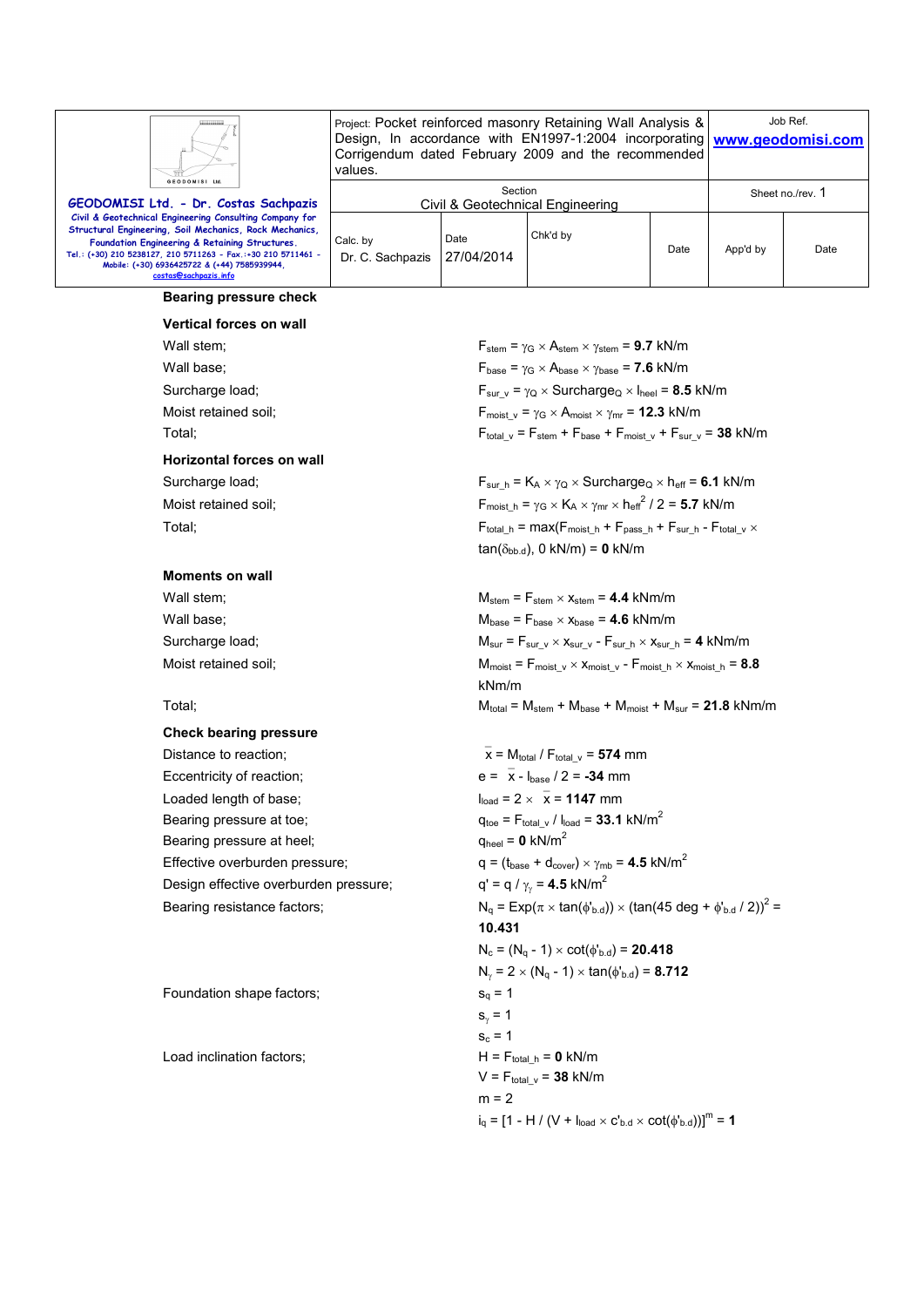## Bearing pressure check

### Vertical forces on wall

Wall stem; $F_{stem} = \gamma_G \times A_{stem} \times \gamma_{stem}$ = **9.7** kN/m

Wall base; $F_{base} = \gamma_G \times A_{base} \times \gamma_{base}$ = **7.6** kN/m

Surcharge load; $F_{sur\_v} = \gamma_Q \times Surcharge_Q \times l_{heel}$ = **8.5** kN/m

Moist retained soil; $F_{moist\_v} = \gamma_G \times A_{moist} \times \gamma_{mr}$ = **12.3** kN/m

Total; $F_{total\_v} = F_{stem} + F_{base} + F_{moist\_v} + F_{sur\_v}$ = **38** kN/m

### Horizontal forces on wall

Surcharge load; $F_{sur\_h} = K_A \times \gamma_Q \times Surcharge_Q \times h_{eff}$ = **6.1** kN/m

Moist retained soil; $F_{moist\_h} = \gamma_G \times K_A \times \gamma_{mr} \times h_{eff}^2 / 2$ = **5.7** kN/m

Total; $F_{total\_h} = \max(F_{moist\_h} + F_{pass\_h} + F_{sur\_h} - F_{total\_v} \times \tan(\delta_{bb.d}), 0 \text{ kN/m})$ = **0** kN/m

### Moments on wall

Wall stem; $M_{stem} = F_{stem} \times x_{stem}$ = **4.4** kNm/m

Wall base; $M_{base} = F_{base} \times x_{base}$ = **4.6** kNm/m

Surcharge load; $M_{sur} = F_{sur\_v} \times x_{sur\_v} - F_{sur\_h} \times x_{sur\_h}$ = **4** kNm/m

Moist retained soil; $M_{moist} = F_{moist\_v} \times x_{moist\_v} - F_{moist\_h} \times x_{moist\_h}$ = **8.8** kNm/m

Total; $M_{total} = M_{stem} + M_{base} + M_{moist} + M_{sur}$ = **21.8** kNm/m

### Check bearing pressure

Distance to reaction; $\bar{x} = M_{total} / F_{total\_v}$ = **574** mm

Eccentricity of reaction; $e = \bar{x} - l_{base} / 2$ = **-34** mm

Loaded length of base; $l_{load} = 2 \times \bar{x}$ = **1147** mm

Bearing pressure at toe; $q_{toe} = F_{total\_v} / l_{load}$ = **33.1** kN/m$^2$

Bearing pressure at heel; $q_{heel}$ = **0** kN/m$^2$

Effective overburden pressure; $q = (t_{base} + d_{cover}) \times \gamma_{mb}$ = **4.5** kN/m$^2$

Design effective overburden pressure; $q' = q / \gamma_{\gamma}$ = **4.5** kN/m$^2$

Bearing resistance factors;

$N_q = \text{Exp}(\pi \times \tan(\phi'_{b.d})) \times (\tan(45 \text{ deg} + \phi'_{b.d} / 2))^2$ = **10.431**

$N_c = (N_q - 1) \times \cot(\phi'_{b.d})$ = **20.418**

$N_\gamma = 2 \times (N_q - 1) \times \tan(\phi'_{b.d})$ = **8.712**

Foundation shape factors;

$s_q = 1$

$s_\gamma = 1$

$s_c = 1$

Load inclination factors;

$H = F_{total\_h}$ = **0** kN/m

$V = F_{total\_v}$ = **38** kN/m

$m = 2$

$i_q = [1 - H / (V + l_{load} \times c'_{b.d} \times \cot(\phi'_{b.d}))]^m$ = **1**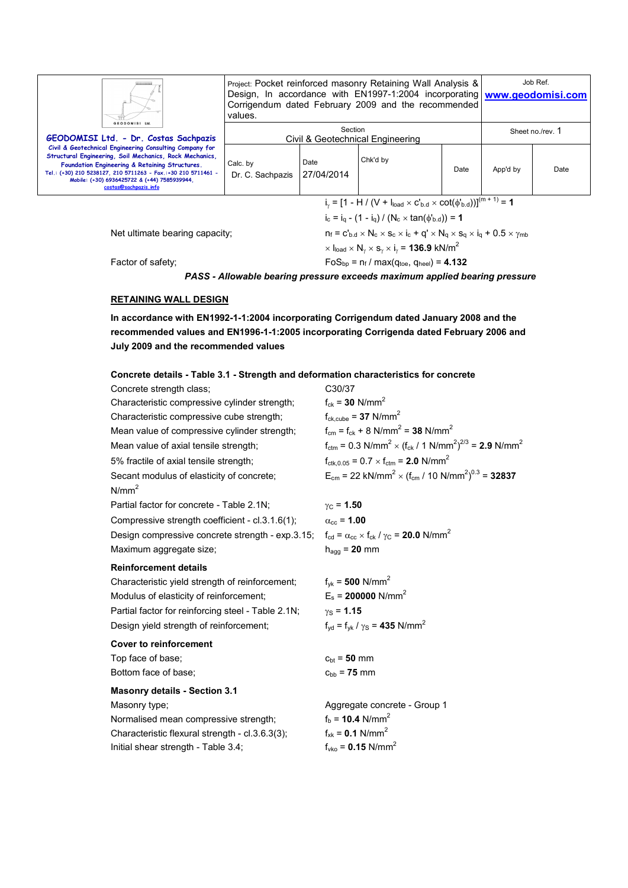$i_\gamma = [1 - H / (V + l_{load} \times c'_{b.d} \times \cot(\phi'_{b.d}))]^{(m + 1)} = \mathbf{1}$

$i_c = i_q - (1 - i_q) / (N_c \times \tan(\phi'_{b.d})) = \mathbf{1}$

Net ultimate bearing capacity; $n_f = c'_{b.d} \times N_c \times s_c \times i_c + q' \times N_q \times s_q \times i_q + 0.5 \times \gamma_{mb} \times l_{load} \times N_\gamma \times s_\gamma \times i_\gamma = \mathbf{136.9}$ kN/m$^2$

Factor of safety; $FoS_{bp} = n_f / \max(q_{toe}, q_{heel}) = \mathbf{4.132}$

***PASS - Allowable bearing pressure exceeds maximum applied bearing pressure***

## RETAINING WALL DESIGN

**In accordance with EN1992-1-1:2004 incorporating Corrigendum dated January 2008 and the recommended values and EN1996-1-1:2005 incorporating Corrigenda dated February 2006 and July 2009 and the recommended values**

### Concrete details - Table 3.1 - Strength and deformation characteristics for concrete

Concrete strength class; C30/37

Characteristic compressive cylinder strength; $f_{ck} = \mathbf{30}$ N/mm$^2$

Characteristic compressive cube strength; $f_{ck,cube} = \mathbf{37}$ N/mm$^2$

Mean value of compressive cylinder strength; $f_{cm} = f_{ck} + 8$ N/mm$^2$ = **38** N/mm$^2$

Mean value of axial tensile strength; $f_{ctm} = 0.3$ N/mm$^2 \times (f_{ck} / 1$ N/mm$^2)^{2/3}$ = **2.9** N/mm$^2$

5% fractile of axial tensile strength; $f_{ctk,0.05} = 0.7 \times f_{ctm}$ = **2.0** N/mm$^2$

Secant modulus of elasticity of concrete; $E_{cm} = 22$ kN/mm$^2 \times (f_{cm} / 10$ N/mm$^2)^{0.3}$ = **32837** N/mm$^2$

Partial factor for concrete - Table 2.1N; $\gamma_C = \mathbf{1.50}$

Compressive strength coefficient - cl.3.1.6(1); $\alpha_{cc} = \mathbf{1.00}$

Design compressive concrete strength - exp.3.15; $f_{cd} = \alpha_{cc} \times f_{ck} / \gamma_C = \mathbf{20.0}$ N/mm$^2$

Maximum aggregate size; $h_{agg} = \mathbf{20}$ mm

### Reinforcement details

Characteristic yield strength of reinforcement; $f_{yk} = \mathbf{500}$ N/mm$^2$

Modulus of elasticity of reinforcement; $E_s = \mathbf{200000}$ N/mm$^2$

Partial factor for reinforcing steel - Table 2.1N; $\gamma_S = \mathbf{1.15}$

Design yield strength of reinforcement; $f_{yd} = f_{yk} / \gamma_S = \mathbf{435}$ N/mm$^2$

### Cover to reinforcement

Top face of base; $c_{bt} = \mathbf{50}$ mm

Bottom face of base; $c_{bb} = \mathbf{75}$ mm

### Masonry details - Section 3.1

Masonry type; Aggregate concrete - Group 1

Normalised mean compressive strength; $f_b = \mathbf{10.4}$ N/mm$^2$

Characteristic flexural strength - cl.3.6.3(3); $f_{xk} = \mathbf{0.1}$ N/mm$^2$

Initial shear strength - Table 3.4; $f_{vko} = \mathbf{0.15}$ N/mm$^2$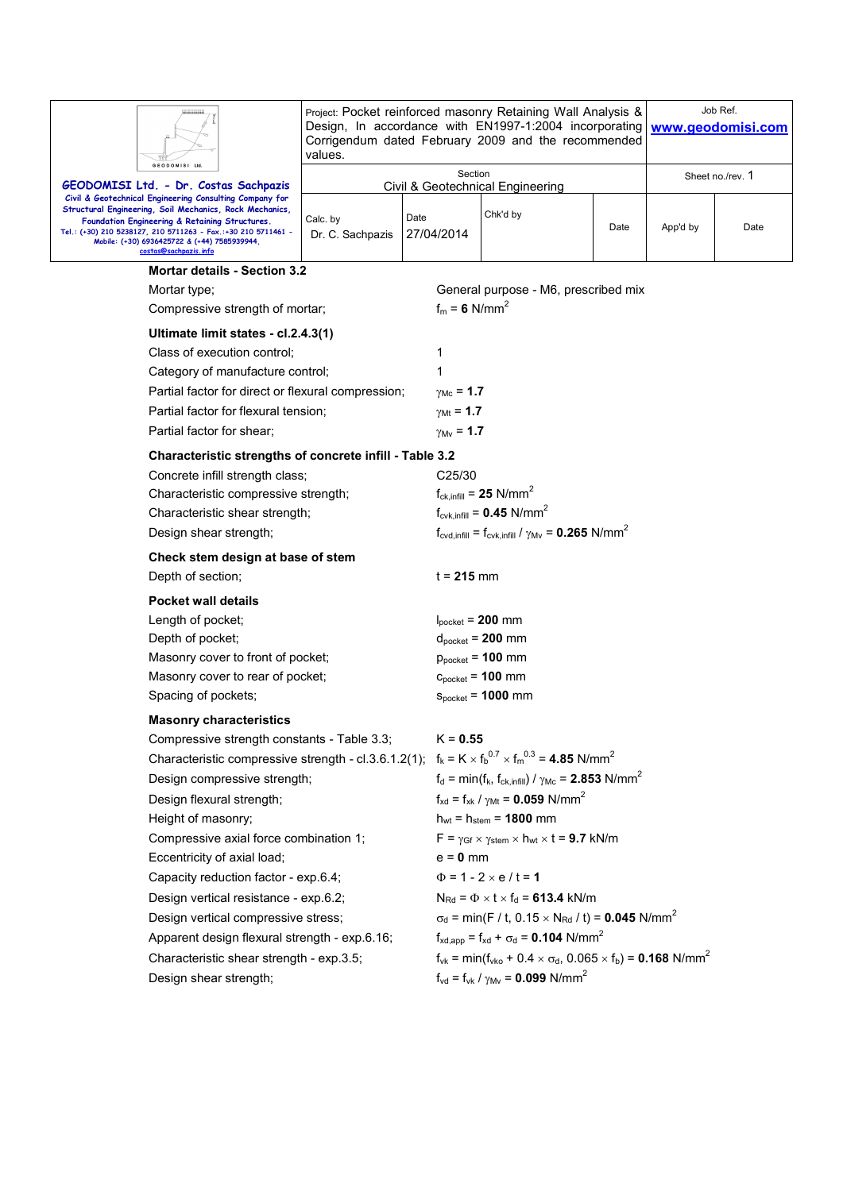**Mortar details - Section 3.2**

Mortar type; General purpose - M6, prescribed mix

Compressive strength of mortar; $f_m$ = **6** N/mm$^2$

**Ultimate limit states - cl.2.4.3(1)**

Class of execution control; 1

Category of manufacture control; 1

Partial factor for direct or flexural compression; $\gamma_{Mc}$ = **1.7**

Partial factor for flexural tension; $\gamma_{Mt}$ = **1.7**

Partial factor for shear; $\gamma_{Mv}$ = **1.7**

**Characteristic strengths of concrete infill - Table 3.2**

Concrete infill strength class; C25/30

Characteristic compressive strength; $f_{ck,infill}$ = **25** N/mm$^2$

Characteristic shear strength; $f_{cvk,infill}$ = **0.45** N/mm$^2$

Design shear strength; $f_{cvd,infill} = f_{cvk,infill} / \gamma_{Mv}$ = **0.265** N/mm$^2$

**Check stem design at base of stem**

Depth of section; t = **215** mm

**Pocket wall details**

Length of pocket; $l_{pocket}$ = **200** mm

Depth of pocket; $d_{pocket}$ = **200** mm

Masonry cover to front of pocket; $p_{pocket}$ = **100** mm

Masonry cover to rear of pocket; $c_{pocket}$ = **100** mm

Spacing of pockets; $s_{pocket}$ = **1000** mm

**Masonry characteristics**

Compressive strength constants - Table 3.3; K = **0.55**

Characteristic compressive strength - cl.3.6.1.2(1); $f_k = K \times f_b^{0.7} \times f_m^{0.3}$ = **4.85** N/mm$^2$

Design compressive strength; $f_d = \min(f_k, f_{ck,infill}) / \gamma_{Mc}$ = **2.853** N/mm$^2$

Design flexural strength; $f_{xd} = f_{xk} / \gamma_{Mt}$ = **0.059** N/mm$^2$

Height of masonry; $h_{wt} = h_{stem}$ = **1800** mm

Compressive axial force combination 1; $F = \gamma_{Gf} \times \gamma_{stem} \times h_{wt} \times t$ = **9.7** kN/m

Eccentricity of axial load; e = **0** mm

Capacity reduction factor - exp.6.4; $\Phi = 1 - 2 \times e / t$ = **1**

Design vertical resistance - exp.6.2; $N_{Rd} = \Phi \times t \times f_d$ = **613.4** kN/m

Design vertical compressive stress; $\sigma_d = \min(F / t, 0.15 \times N_{Rd} / t)$ = **0.045** N/mm$^2$

Apparent design flexural strength - exp.6.16; $f_{xd,app} = f_{xd} + \sigma_d$ = **0.104** N/mm$^2$

Characteristic shear strength - exp.3.5; $f_{vk} = \min(f_{vko} + 0.4 \times \sigma_d, 0.065 \times f_b)$ = **0.168** N/mm$^2$

Design shear strength; $f_{vd} = f_{vk} / \gamma_{Mv}$ = **0.099** N/mm$^2$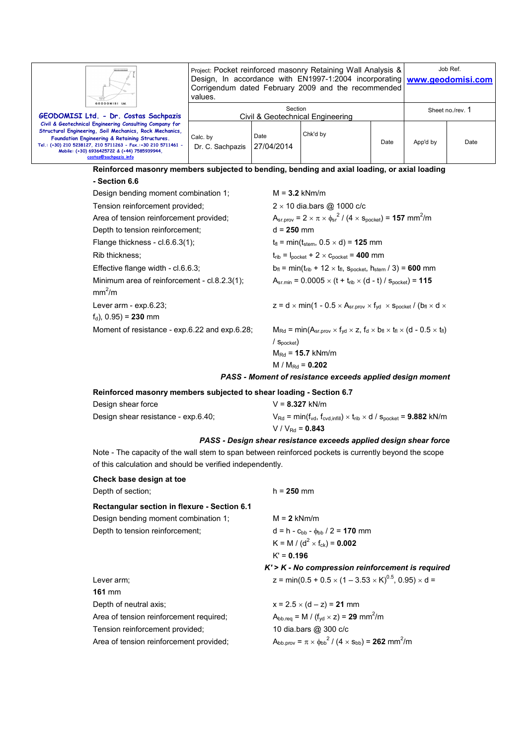**Reinforced masonry members subjected to bending, bending and axial loading, or axial loading - Section 6.6**

Design bending moment combination 1; $M$ = **3.2** kNm/m

Tension reinforcement provided; 2 × 10 dia.bars @ 1000 c/c

Area of tension reinforcement provided; $A_{sr.prov} = 2 \times \pi \times \phi_{sr}^2 / (4 \times s_{pocket})$ = **157** mm$^2$/m

Depth to tension reinforcement; $d$ = **250** mm

Flange thickness - cl.6.6.3(1); $t_{fl} = \min(t_{stem}, 0.5 \times d)$ = **125** mm

Rib thickness; $t_{rib} = l_{pocket} + 2 \times c_{pocket}$ = **400** mm

Effective flange width - cl.6.6.3; $b_{fl} = \min(t_{rib} + 12 \times t_{fl}, s_{pocket}, h_{stem} / 3)$ = **600** mm

Minimum area of reinforcement - cl.8.2.3(1); $A_{sr.min} = 0.0005 \times (t + t_{rib} \times (d - t) / s_{pocket})$ = **115** mm$^2$/m

Lever arm - exp.6.23; $z = d \times \min(1 - 0.5 \times A_{sr.prov} \times f_{yd} \times s_{pocket} / (b_{fl} \times d \times f_d), 0.95)$ = **230** mm

Moment of resistance - exp.6.22 and exp.6.28; $M_{Rd} = \min(A_{sr.prov} \times f_{yd} \times z, f_d \times b_{fl} \times t_{fl} \times (d - 0.5 \times t_{fl}) / s_{pocket})$

$M_{Rd}$ = **15.7** kNm/m

$M / M_{Rd}$ = **0.202**

***PASS - Moment of resistance exceeds applied design moment***

**Reinforced masonry members subjected to shear loading - Section 6.7**

Design shear force $V$ = **8.327** kN/m

Design shear resistance - exp.6.40; $V_{Rd} = \min(f_{vd}, f_{cvd,infill}) \times t_{rib} \times d / s_{pocket}$ = **9.882** kN/m

$V / V_{Rd}$ = **0.843**

***PASS - Design shear resistance exceeds applied design shear force***

Note - The capacity of the wall stem to span between reinforced pockets is currently beyond the scope of this calculation and should be verified independently.

**Check base design at toe**

Depth of section; $h$ = **250** mm

**Rectangular section in flexure - Section 6.1**

Design bending moment combination 1; $M$ = **2** kNm/m

Depth to tension reinforcement; $d = h - c_{bb} - \phi_{bb} / 2$ = **170** mm

$K = M / (d^2 \times f_{ck})$ = **0.002**

$K'$ = **0.196**

***K' > K - No compression reinforcement is required***

Lever arm; $z = \min(0.5 + 0.5 \times (1 - 3.53 \times K)^{0.5}, 0.95) \times d$ = **161** mm

Depth of neutral axis; $x = 2.5 \times (d - z)$ = **21** mm

Area of tension reinforcement required; $A_{bb.req} = M / (f_{yd} \times z)$ = **29** mm$^2$/m

Tension reinforcement provided; 10 dia.bars @ 300 c/c

Area of tension reinforcement provided; $A_{bb.prov} = \pi \times \phi_{bb}^2 / (4 \times s_{bb})$ = **262** mm$^2$/m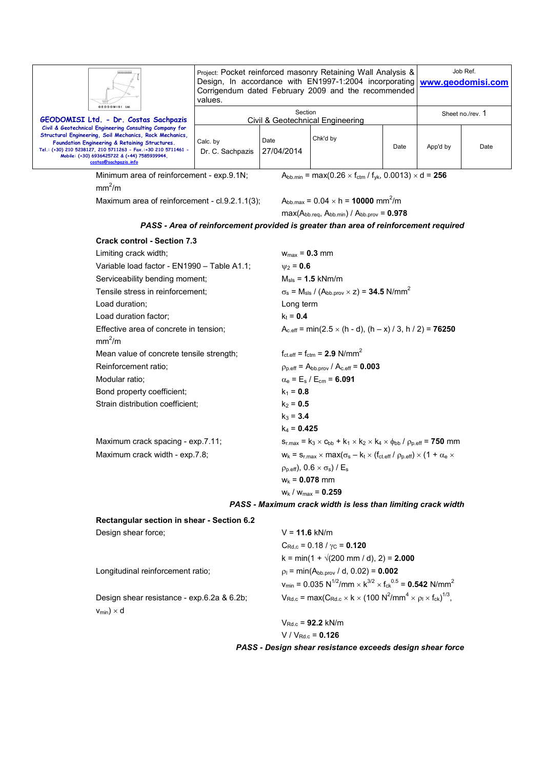Minimum area of reinforcement - exp.9.1N; $A_{bb.min} = \max(0.26 \times f_{ctm} / f_{yk}, 0.0013) \times d$ = **256** mm$^2$/m

Maximum area of reinforcement - cl.9.2.1.1(3); $A_{bb.max} = 0.04 \times h$ = **10000** mm$^2$/m

$\max(A_{bb.req}, A_{bb.min}) / A_{bb.prov}$ = **0.978**

***PASS - Area of reinforcement provided is greater than area of reinforcement required***

**Crack control - Section 7.3**

Limiting crack width; $w_{max}$ = **0.3** mm

Variable load factor - EN1990 – Table A1.1; $\psi_2$ = **0.6**

Serviceability bending moment; $M_{sls}$ = **1.5** kNm/m

Tensile stress in reinforcement; $\sigma_s = M_{sls} / (A_{bb.prov} \times z)$ = **34.5** N/mm$^2$

Load duration; Long term

Load duration factor; $k_t$ = **0.4**

Effective area of concrete in tension; $A_{c.eff} = \min(2.5 \times (h - d), (h – x) / 3, h / 2)$ = **76250** mm$^2$/m

Mean value of concrete tensile strength; $f_{ct.eff} = f_{ctm}$ = **2.9** N/mm$^2$

Reinforcement ratio; $\rho_{p.eff} = A_{bb.prov} / A_{c.eff}$ = **0.003**

Modular ratio; $\alpha_e = E_s / E_{cm}$ = **6.091**

Bond property coefficient; $k_1$ = **0.8**

Strain distribution coefficient; $k_2$ = **0.5**

$k_3$ = **3.4**

$k_4$ = **0.425**

Maximum crack spacing - exp.7.11; $s_{r.max} = k_3 \times c_{bb} + k_1 \times k_2 \times k_4 \times \phi_{bb} / \rho_{p.eff}$ = **750** mm

Maximum crack width - exp.7.8; $w_k = s_{r.max} \times \max(\sigma_s – k_t \times (f_{ct.eff} / \rho_{p.eff}) \times (1 + \alpha_e \times \rho_{p.eff}), 0.6 \times \sigma_s) / E_s$

$w_k$ = **0.078** mm

$w_k / w_{max}$ = **0.259**

***PASS - Maximum crack width is less than limiting crack width***

**Rectangular section in shear - Section 6.2**

Design shear force; V = **11.6** kN/m

$C_{Rd,c} = 0.18 / \gamma_C$ = **0.120**

$k = \min(1 + \sqrt{(200 \text{ mm} / d)}, 2)$ = **2.000**

Longitudinal reinforcement ratio; $\rho_l = \min(A_{bb.prov} / d, 0.02)$ = **0.002**

$v_{min} = 0.035 \text{ N}^{1/2}\text{/mm} \times k^{3/2} \times f_{ck}^{0.5}$ = **0.542** N/mm$^2$

Design shear resistance - exp.6.2a & 6.2b; $V_{Rd.c} = \max(C_{Rd.c} \times k \times (100 \text{ N}^2\text{/mm}^4 \times \rho_l \times f_{ck})^{1/3}, v_{min}) \times d$

$V_{Rd.c}$ = **92.2** kN/m

$V / V_{Rd.c}$ = **0.126**

***PASS - Design shear resistance exceeds design shear force***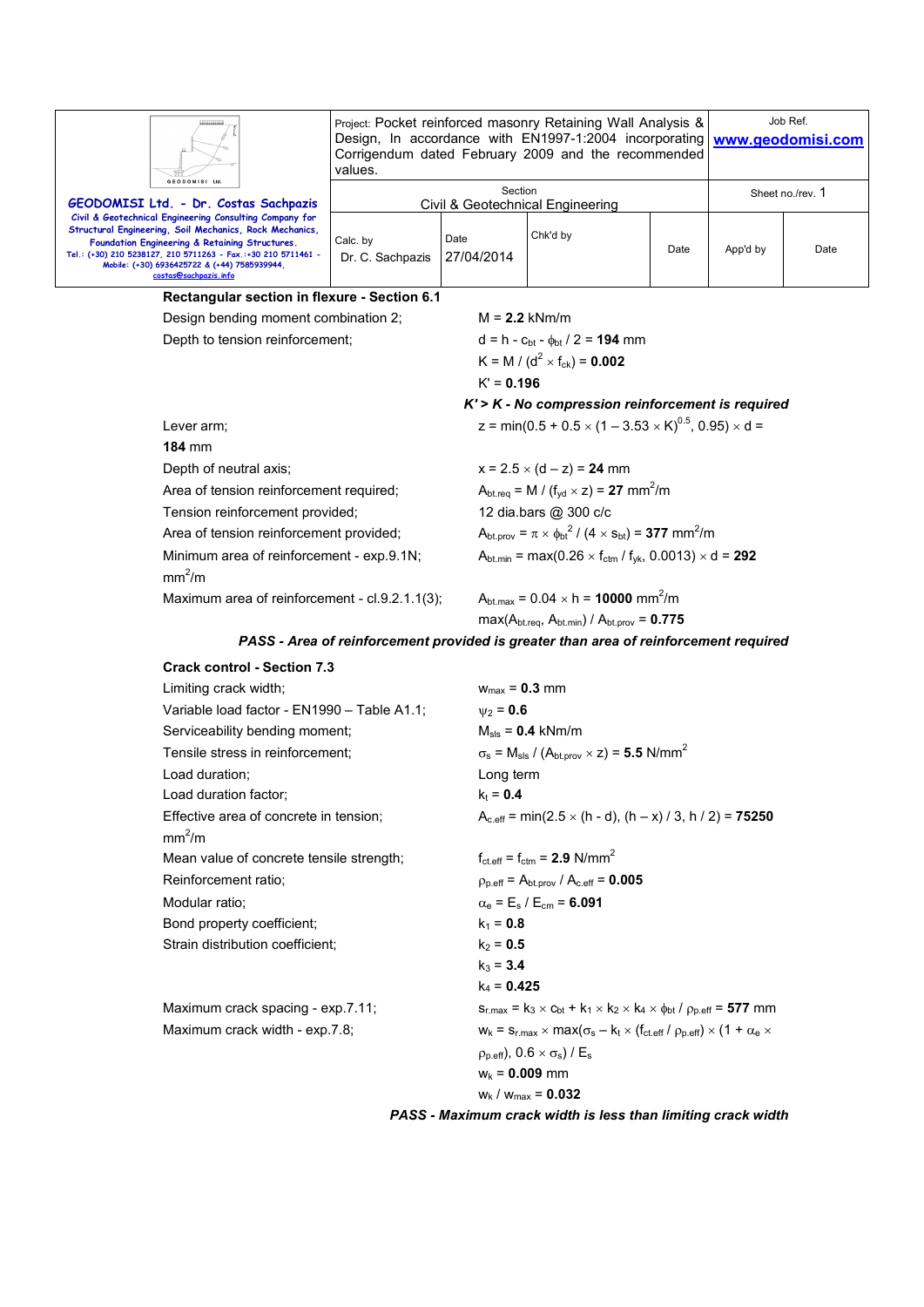### Rectangular section in flexure - Section 6.1

Design bending moment combination 2; $M = \mathbf{2.2}$ kNm/m

Depth to tension reinforcement; $d = h - c_{bt} - \phi_{bt} / 2 = \mathbf{194}$ mm

$K = M / (d^2 \times f_{ck}) = \mathbf{0.002}$

$K' = \mathbf{0.196}$

***K' > K - No compression reinforcement is required***

Lever arm; $z = \min(0.5 + 0.5 \times (1 - 3.53 \times K)^{0.5}, 0.95) \times d =$ **184** mm

Depth of neutral axis; $x = 2.5 \times (d - z) = \mathbf{24}$ mm

Area of tension reinforcement required; $A_{bt.req} = M / (f_{yd} \times z) = \mathbf{27}$ mm$^2$/m

Tension reinforcement provided; 12 dia.bars @ 300 c/c

Area of tension reinforcement provided; $A_{bt.prov} = \pi \times \phi_{bt}^2 / (4 \times s_{bt}) = \mathbf{377}$ mm$^2$/m

Minimum area of reinforcement - exp.9.1N; $A_{bt.min} = \max(0.26 \times f_{ctm} / f_{yk}, 0.0013) \times d = \mathbf{292}$ mm$^2$/m

Maximum area of reinforcement - cl.9.2.1.1(3); $A_{bt.max} = 0.04 \times h = \mathbf{10000}$ mm$^2$/m

$\max(A_{bt.req}, A_{bt.min}) / A_{bt.prov} = \mathbf{0.775}$

***PASS - Area of reinforcement provided is greater than area of reinforcement required***

### Crack control - Section 7.3

Limiting crack width; $w_{max} = \mathbf{0.3}$ mm

Variable load factor - EN1990 – Table A1.1; $\psi_2 = \mathbf{0.6}$

Serviceability bending moment; $M_{sls} = \mathbf{0.4}$ kNm/m

Tensile stress in reinforcement; $\sigma_s = M_{sls} / (A_{bt.prov} \times z) = \mathbf{5.5}$ N/mm$^2$

Load duration; Long term

Load duration factor; $k_t = \mathbf{0.4}$

Effective area of concrete in tension; $A_{c.eff} = \min(2.5 \times (h - d), (h - x) / 3, h / 2) = \mathbf{75250}$ mm$^2$/m

Mean value of concrete tensile strength; $f_{ct.eff} = f_{ctm} = \mathbf{2.9}$ N/mm$^2$

Reinforcement ratio; $\rho_{p.eff} = A_{bt.prov} / A_{c.eff} = \mathbf{0.005}$

Modular ratio; $\alpha_e = E_s / E_{cm} = \mathbf{6.091}$

Bond property coefficient; $k_1 = \mathbf{0.8}$

Strain distribution coefficient; $k_2 = \mathbf{0.5}$

$k_3 = \mathbf{3.4}$

$k_4 = \mathbf{0.425}$

Maximum crack spacing - exp.7.11; $s_{r.max} = k_3 \times c_{bt} + k_1 \times k_2 \times k_4 \times \phi_{bt} / \rho_{p.eff} = \mathbf{577}$ mm

Maximum crack width - exp.7.8; $w_k = s_{r.max} \times \max(\sigma_s - k_t \times (f_{ct.eff} / \rho_{p.eff}) \times (1 + \alpha_e \times \rho_{p.eff}), 0.6 \times \sigma_s) / E_s$

$w_k = \mathbf{0.009}$ mm

$w_k / w_{max} = \mathbf{0.032}$

***PASS - Maximum crack width is less than limiting crack width***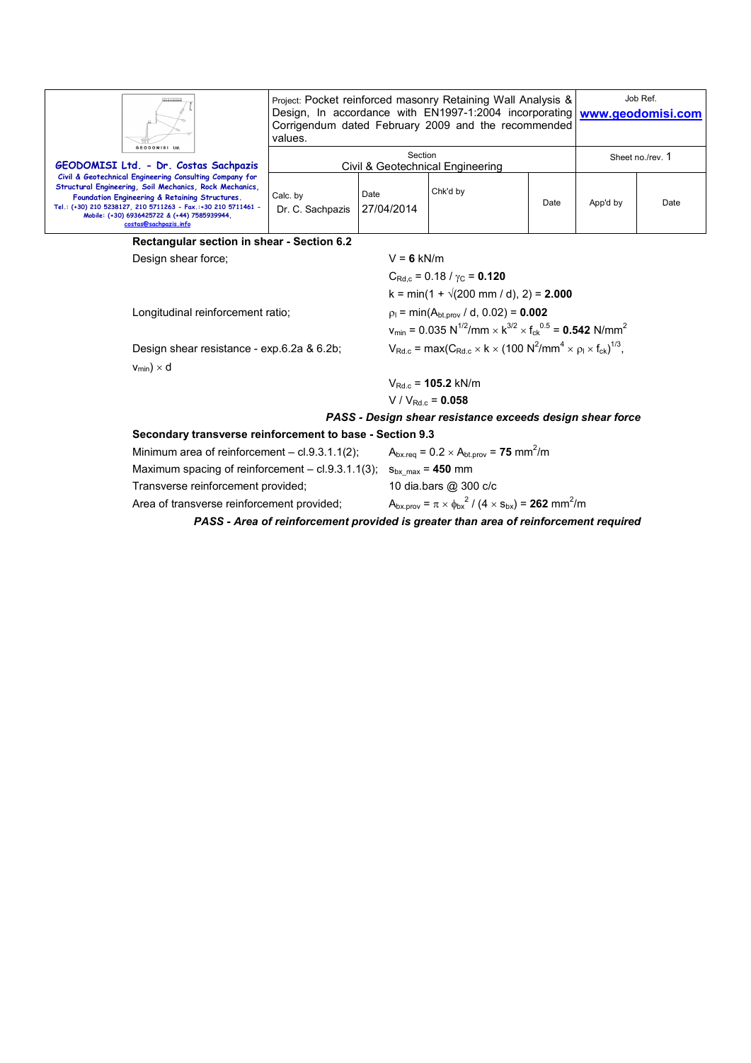### Rectangular section in shear - Section 6.2

Design shear force; $V = \mathbf{6}$ kN/m

$C_{Rd,c} = 0.18 / \gamma_C = \mathbf{0.120}$

$k = \min(1 + \sqrt{(200\text{ mm} / d)}, 2) = \mathbf{2.000}$

Longitudinal reinforcement ratio; $\rho_l = \min(A_{bt.prov} / d, 0.02) = \mathbf{0.002}$

$v_{min} = 0.035\text{ N}^{1/2}/\text{mm} \times k^{3/2} \times f_{ck}^{0.5} = \mathbf{0.542}\text{ N/mm}^2$

Design shear resistance - exp.6.2a & 6.2b; $V_{Rd.c} = \max(C_{Rd.c} \times k \times (100\text{ N}^2/\text{mm}^4 \times \rho_l \times f_{ck})^{1/3}$, $v_{min}) \times d$

$V_{Rd.c} = \mathbf{105.2}$ kN/m

$V / V_{Rd.c} = \mathbf{0.058}$

***PASS - Design shear resistance exceeds design shear force***

### Secondary transverse reinforcement to base - Section 9.3

Minimum area of reinforcement – cl.9.3.1.1(2); $A_{bx.req} = 0.2 \times A_{bt.prov} = \mathbf{75}\text{ mm}^2/\text{m}$

Maximum spacing of reinforcement – cl.9.3.1.1(3); $s_{bx\_max} = \mathbf{450}$ mm

Transverse reinforcement provided; 10 dia.bars @ 300 c/c

Area of transverse reinforcement provided; $A_{bx.prov} = \pi \times \phi_{bx}^2 / (4 \times s_{bx}) = \mathbf{262}\text{ mm}^2/\text{m}$

***PASS - Area of reinforcement provided is greater than area of reinforcement required***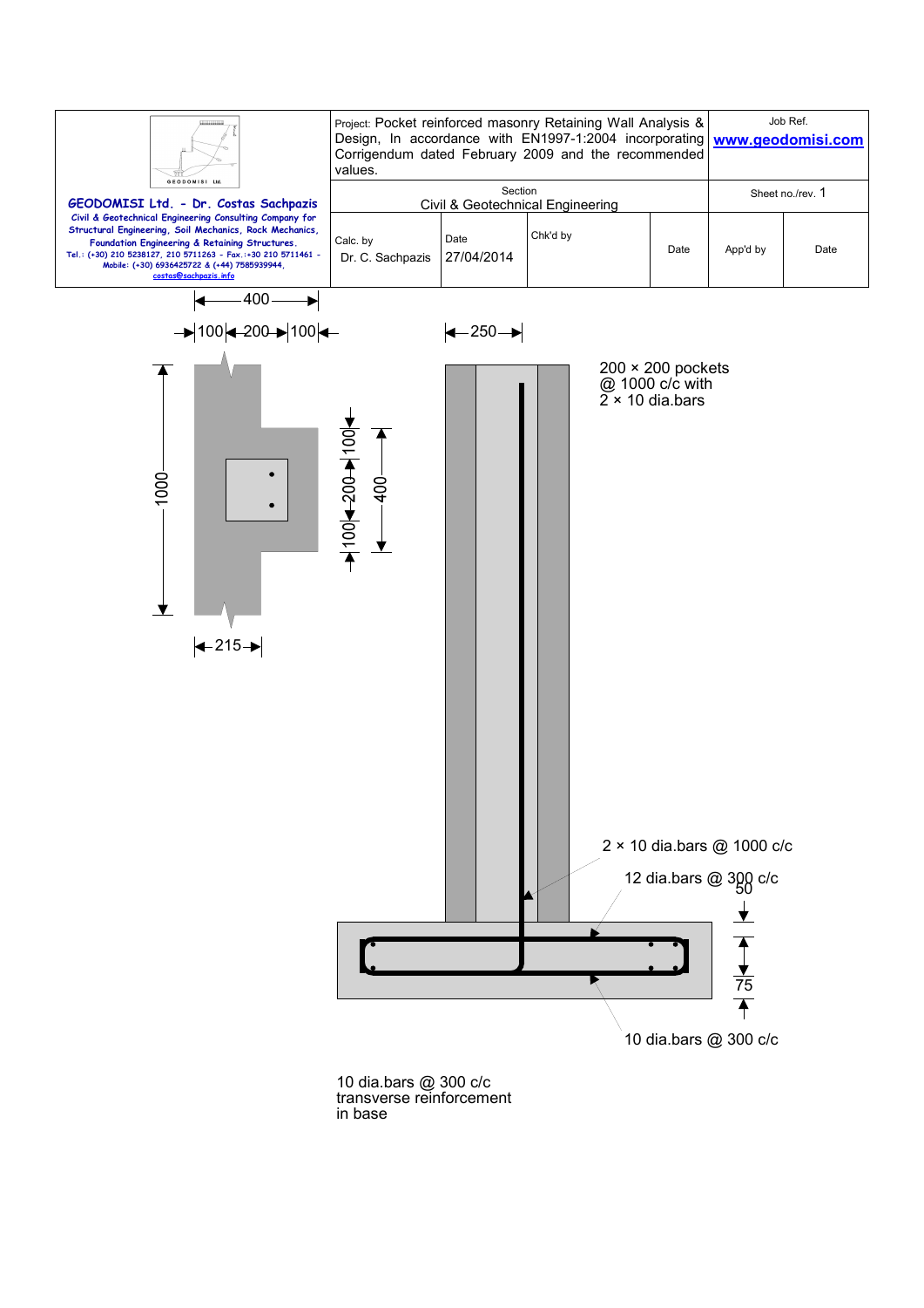| | Project: Pocket reinforced masonry Retaining Wall Analysis & Design, In accordance with EN1997-1:2004 incorporating Corrigendum dated February 2009 and the recommended values. | | | | Job Ref. www.geodomisi.com | |
|---|---|---|---|---|---|---|
| **GEODOMISI Ltd. - Dr. Costas Sachpazis** Civil & Geotechnical Engineering Consulting Company for Structural Engineering, Soil Mechanics, Rock Mechanics, Foundation Engineering & Retaining Structures. Tel.: (+30) 210 5238127, 210 5711263 - Fax.:+30 210 5711461 - Mobile: (+30) 6936425722 & (+44) 7585939944, costas@sachpazis.info | Section Civil & Geotechnical Engineering | | | | Sheet no./rev. 1 | |
| | Calc. by Dr. C. Sachpazis | Date 27/04/2014 | Chk'd by | Date | App'd by | Date |

400

100 200 100

1000

100 200 100

400

215

250

200 × 200 pockets @ 1000 c/c with 2 × 10 dia.bars

2 × 10 dia.bars @ 1000 c/c

12 dia.bars @ 300 c/c

50

75

10 dia.bars @ 300 c/c

10 dia.bars @ 300 c/c transverse reinforcement in base